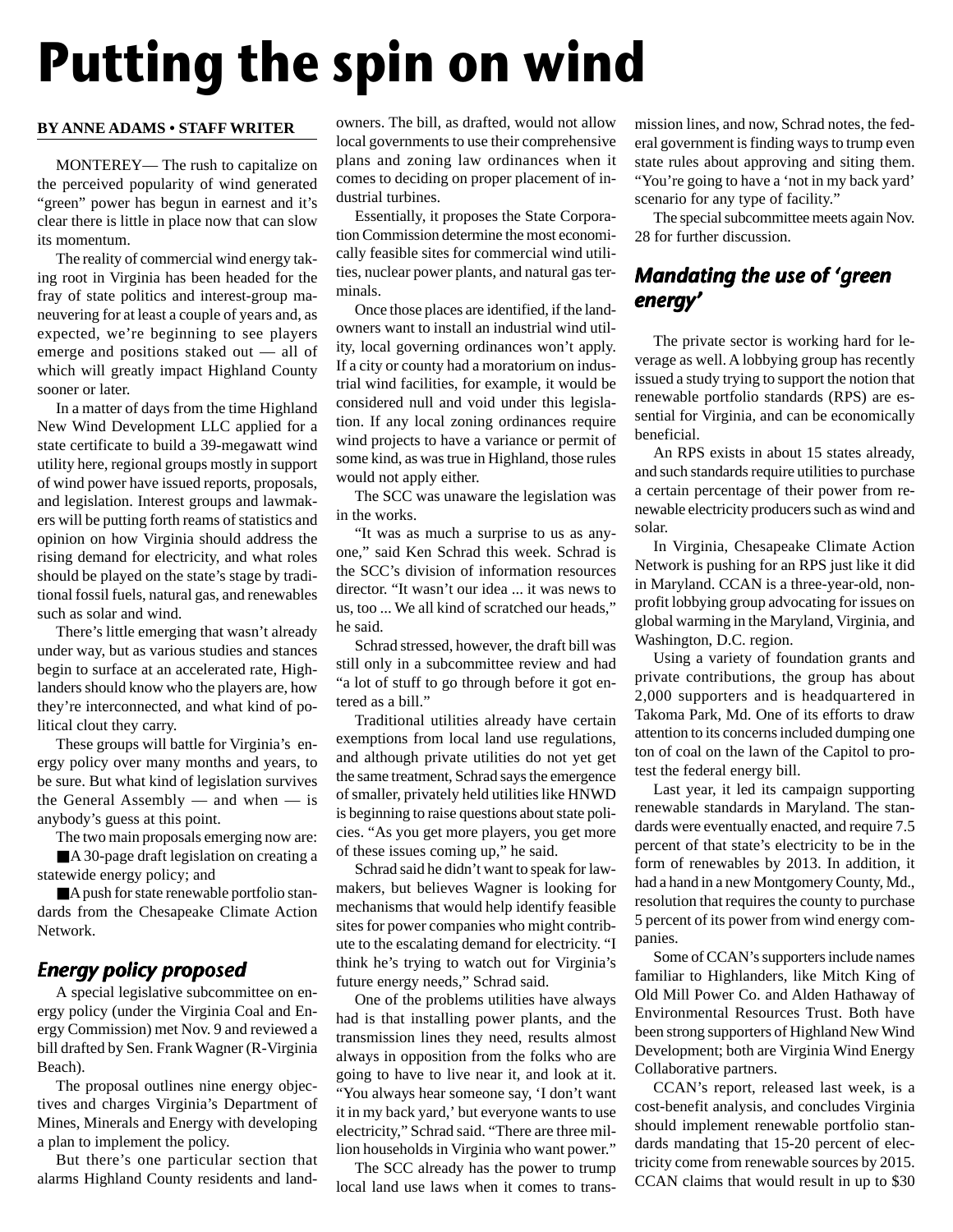# Putting the spin on wind

**BY ANNE ADAMS • STAFF WRITER**

MONTEREY— The rush to capitalize on the perceived popularity of wind generated "green" power has begun in earnest and it's clear there is little in place now that can slow its momentum.

The reality of commercial wind energy taking root in Virginia has been headed for the fray of state politics and interest-group maneuvering for at least a couple of years and, as expected, we're beginning to see players emerge and positions staked out — all of which will greatly impact Highland County sooner or later.

In a matter of days from the time Highland New Wind Development LLC applied for a state certificate to build a 39-megawatt wind utility here, regional groups mostly in support of wind power have issued reports, proposals, and legislation. Interest groups and lawmakers will be putting forth reams of statistics and opinion on how Virginia should address the rising demand for electricity, and what roles should be played on the state's stage by traditional fossil fuels, natural gas, and renewables such as solar and wind.

There's little emerging that wasn't already under way, but as various studies and stances begin to surface at an accelerated rate, Highlanders should know who the players are, how they're interconnected, and what kind of political clout they carry.

These groups will battle for Virginia's energy policy over many months and years, to be sure. But what kind of legislation survives the General Assembly — and when — is anybody's guess at this point.

The two main proposals emerging now are:

■ A 30-page draft legislation on creating a statewide energy policy; and

■ A push for state renewable portfolio standards from the Chesapeake Climate Action Network.

## Energy policy proposed

A special legislative subcommittee on energy policy (under the Virginia Coal and Energy Commission) met Nov. 9 and reviewed a bill drafted by Sen. Frank Wagner (R-Virginia Beach).

The proposal outlines nine energy objectives and charges Virginia's Department of Mines, Minerals and Energy with developing a plan to implement the policy.

But there's one particular section that alarms Highland County residents and landowners. The bill, as drafted, would not allow local governments to use their comprehensive plans and zoning law ordinances when it comes to deciding on proper placement of industrial turbines.

Essentially, it proposes the State Corporation Commission determine the most economically feasible sites for commercial wind utilities, nuclear power plants, and natural gas terminals.

Once those places are identified, if the landowners want to install an industrial wind utility, local governing ordinances won't apply. If a city or county had a moratorium on industrial wind facilities, for example, it would be considered null and void under this legislation. If any local zoning ordinances require wind projects to have a variance or permit of some kind, as was true in Highland, those rules would not apply either.

The SCC was unaware the legislation was in the works.

"It was as much a surprise to us as anyone," said Ken Schrad this week. Schrad is the SCC's division of information resources director. "It wasn't our idea ... it was news to us, too ... We all kind of scratched our heads," he said.

Schrad stressed, however, the draft bill was still only in a subcommittee review and had "a lot of stuff to go through before it got entered as a bill."

Traditional utilities already have certain exemptions from local land use regulations, and although private utilities do not yet get the same treatment, Schrad says the emergence of smaller, privately held utilities like HNWD is beginning to raise questions about state policies. "As you get more players, you get more of these issues coming up," he said.

Schrad said he didn't want to speak for lawmakers, but believes Wagner is looking for mechanisms that would help identify feasible sites for power companies who might contribute to the escalating demand for electricity. "I think he's trying to watch out for Virginia's future energy needs," Schrad said.

One of the problems utilities have always had is that installing power plants, and the transmission lines they need, results almost always in opposition from the folks who are going to have to live near it, and look at it. "You always hear someone say, 'I don't want it in my back yard,' but everyone wants to use electricity," Schrad said. "There are three million households in Virginia who want power."

The SCC already has the power to trump local land use laws when it comes to transmission lines, and now, Schrad notes, the federal government is finding ways to trump even state rules about approving and siting them. "You're going to have a 'not in my back yard' scenario for any type of facility."

The special subcommittee meets again Nov. 28 for further discussion.

## Mandating the use of 'green energy'

The private sector is working hard for leverage as well. A lobbying group has recently issued a study trying to support the notion that renewable portfolio standards (RPS) are essential for Virginia, and can be economically beneficial.

An RPS exists in about 15 states already, and such standards require utilities to purchase a certain percentage of their power from renewable electricity producers such as wind and solar.

In Virginia, Chesapeake Climate Action Network is pushing for an RPS just like it did in Maryland. CCAN is a three-year-old, nonprofit lobbying group advocating for issues on global warming in the Maryland, Virginia, and Washington, D.C. region.

Using a variety of foundation grants and private contributions, the group has about 2,000 supporters and is headquartered in Takoma Park, Md. One of its efforts to draw attention to its concerns included dumping one ton of coal on the lawn of the Capitol to protest the federal energy bill.

Last year, it led its campaign supporting renewable standards in Maryland. The standards were eventually enacted, and require 7.5 percent of that state's electricity to be in the form of renewables by 2013. In addition, it had a hand in a new Montgomery County, Md., resolution that requires the county to purchase 5 percent of its power from wind energy companies.

Some of CCAN's supporters include names familiar to Highlanders, like Mitch King of Old Mill Power Co. and Alden Hathaway of Environmental Resources Trust. Both have been strong supporters of Highland New Wind Development; both are Virginia Wind Energy Collaborative partners.

CCAN's report, released last week, is a cost-benefit analysis, and concludes Virginia should implement renewable portfolio standards mandating that 15-20 percent of electricity come from renewable sources by 2015. CCAN claims that would result in up to $30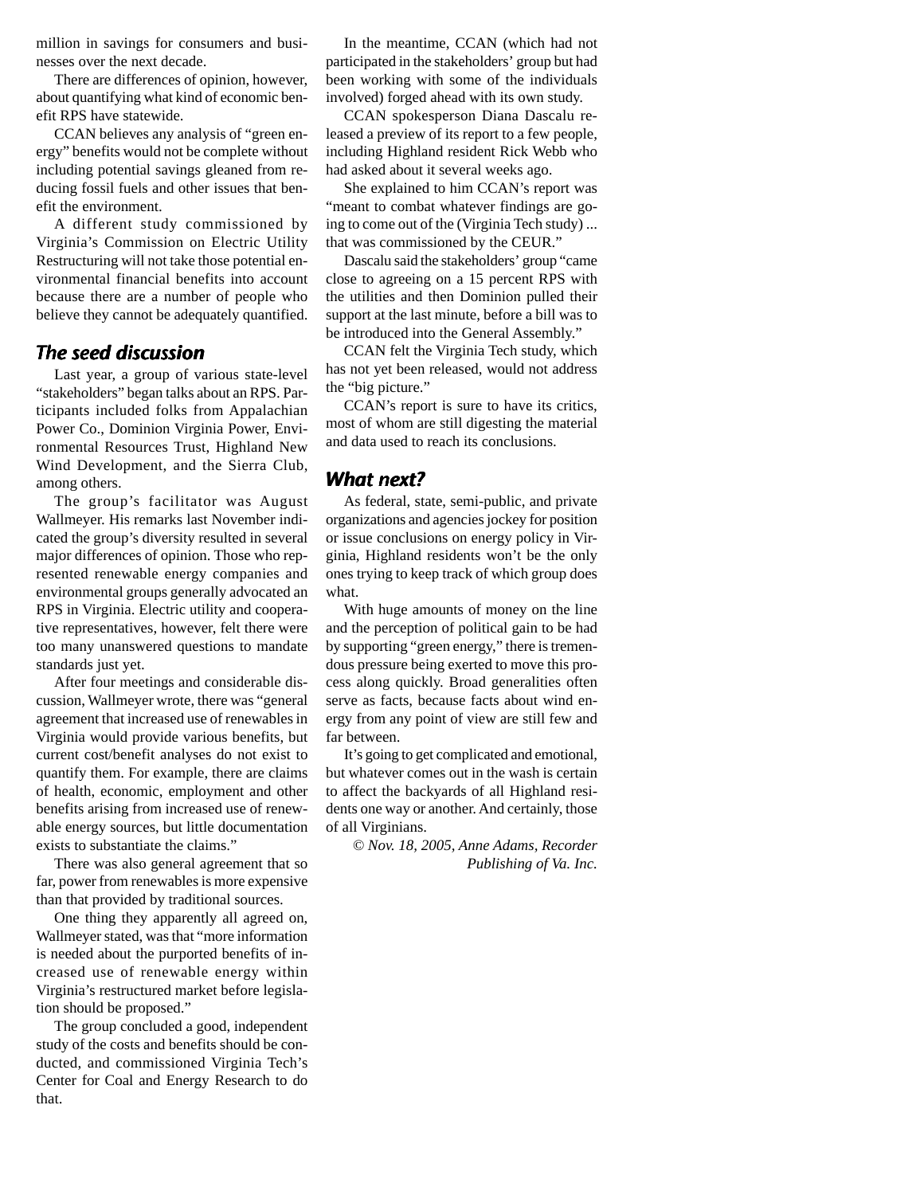million in savings for consumers and businesses over the next decade.

There are differences of opinion, however, about quantifying what kind of economic benefit RPS have statewide.

CCAN believes any analysis of "green energy" benefits would not be complete without including potential savings gleaned from reducing fossil fuels and other issues that benefit the environment.

A different study commissioned by Virginia's Commission on Electric Utility Restructuring will not take those potential environmental financial benefits into account because there are a number of people who believe they cannot be adequately quantified.

## The seed discussion

Last year, a group of various state-level "stakeholders" began talks about an RPS. Participants included folks from Appalachian Power Co., Dominion Virginia Power, Environmental Resources Trust, Highland New Wind Development, and the Sierra Club, among others.

The group's facilitator was August Wallmeyer. His remarks last November indicated the group's diversity resulted in several major differences of opinion. Those who represented renewable energy companies and environmental groups generally advocated an RPS in Virginia. Electric utility and cooperative representatives, however, felt there were too many unanswered questions to mandate standards just yet.

After four meetings and considerable discussion, Wallmeyer wrote, there was "general agreement that increased use of renewables in Virginia would provide various benefits, but current cost/benefit analyses do not exist to quantify them. For example, there are claims of health, economic, employment and other benefits arising from increased use of renewable energy sources, but little documentation exists to substantiate the claims."

There was also general agreement that so far, power from renewables is more expensive than that provided by traditional sources.

One thing they apparently all agreed on, Wallmeyer stated, was that "more information is needed about the purported benefits of increased use of renewable energy within Virginia's restructured market before legislation should be proposed."

The group concluded a good, independent study of the costs and benefits should be conducted, and commissioned Virginia Tech's Center for Coal and Energy Research to do that.

In the meantime, CCAN (which had not participated in the stakeholders' group but had been working with some of the individuals involved) forged ahead with its own study.

CCAN spokesperson Diana Dascalu released a preview of its report to a few people, including Highland resident Rick Webb who had asked about it several weeks ago.

She explained to him CCAN's report was "meant to combat whatever findings are going to come out of the (Virginia Tech study) ... that was commissioned by the CEUR."

Dascalu said the stakeholders' group "came close to agreeing on a 15 percent RPS with the utilities and then Dominion pulled their support at the last minute, before a bill was to be introduced into the General Assembly."

CCAN felt the Virginia Tech study, which has not yet been released, would not address the "big picture."

CCAN's report is sure to have its critics, most of whom are still digesting the material and data used to reach its conclusions.

## What next?

As federal, state, semi-public, and private organizations and agencies jockey for position or issue conclusions on energy policy in Virginia, Highland residents won't be the only ones trying to keep track of which group does what.

With huge amounts of money on the line and the perception of political gain to be had by supporting "green energy," there is tremendous pressure being exerted to move this process along quickly. Broad generalities often serve as facts, because facts about wind energy from any point of view are still few and far between.

It's going to get complicated and emotional, but whatever comes out in the wash is certain to affect the backyards of all Highland residents one way or another. And certainly, those of all Virginians.

*© Nov. 18, 2005, Anne Adams, Recorder Publishing of Va. Inc.*